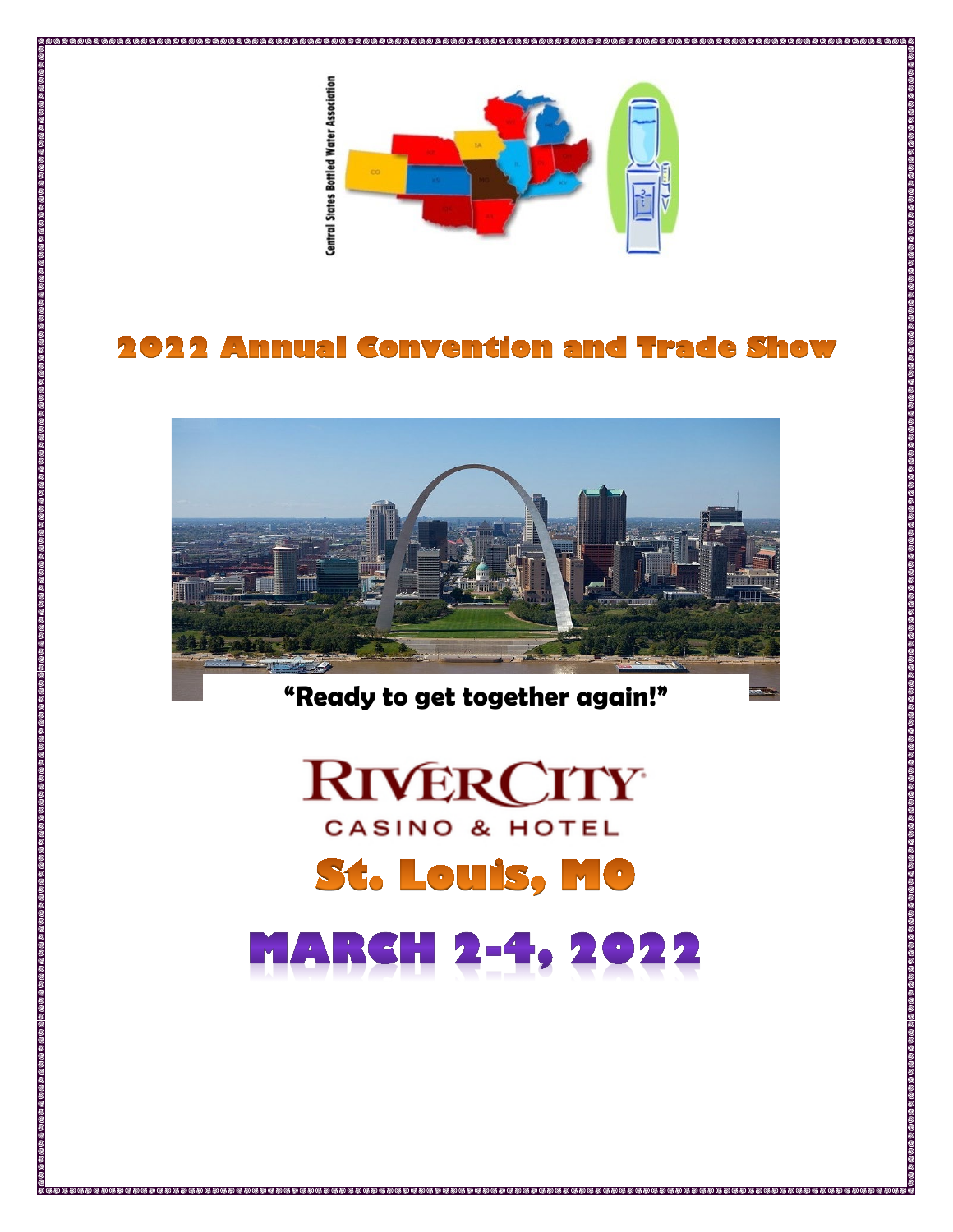Central States Bottled Water Association

# 2022 Annual Convention and Trade Show

"Ready to get together again!"

RIVERCITY
CASINO & HOTEL

## St. Louis, MO

# MARCH 2-4, 2022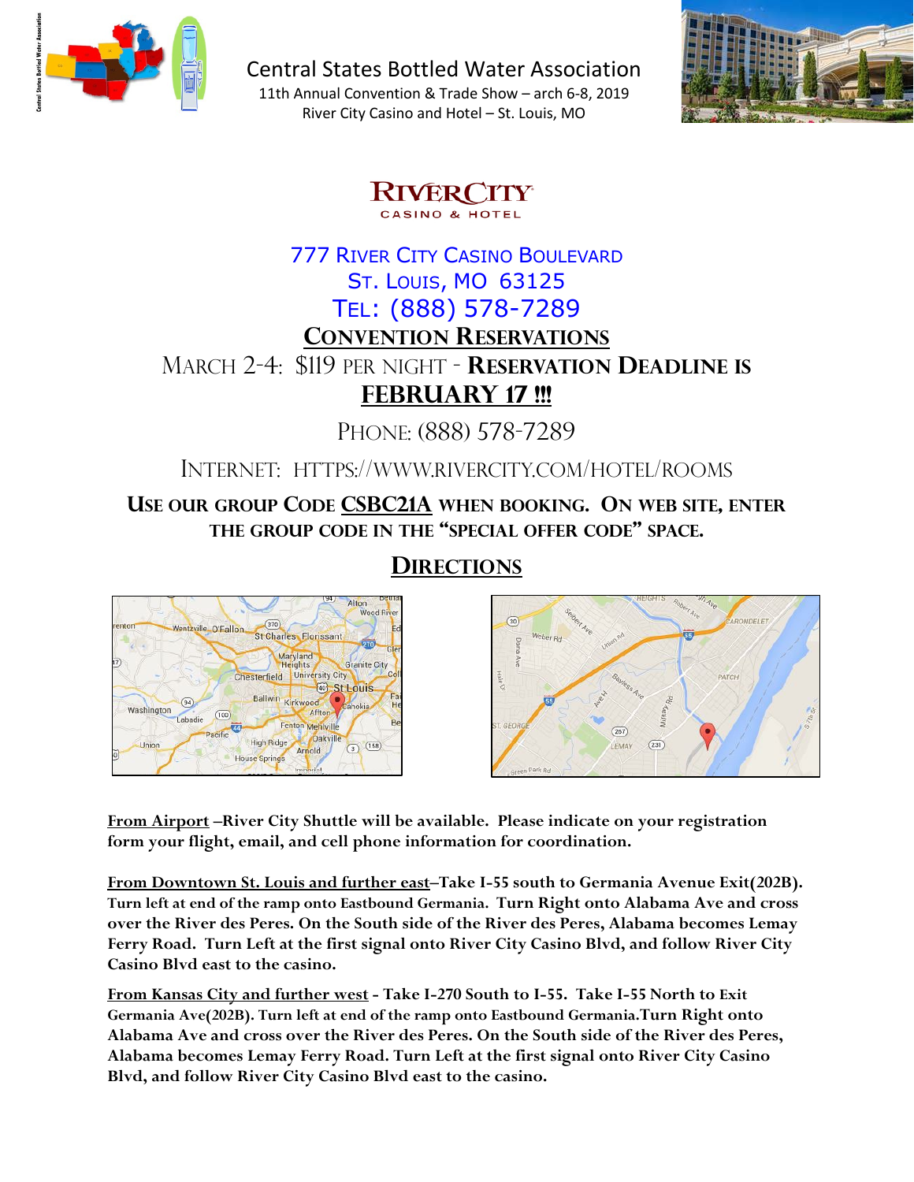# Central States Bottled Water Association

11th Annual Convention & Trade Show – arch 6-8, 2019

River City Casino and Hotel – St. Louis, MO

**RIVERCITY**
CASINO & HOTEL

777 River City Casino Boulevard
St. Louis, MO 63125
Tel: (888) 578-7289

## Convention Reservations

March 2-4: $119 per night - **Reservation Deadline is**

**FEBRUARY 17 !!!**

Phone: (888) 578-7289

Internet: https://www.rivercity.com/hotel/rooms

**Use our group Code CSBC21A when booking. On web site, enter the group code in the "special offer code" space.**

## Directions

**From Airport –River City Shuttle will be available. Please indicate on your registration form your flight, email, and cell phone information for coordination.**

**From Downtown St. Louis and further east–Take I-55 south to Germania Avenue Exit(202B). Turn left at end of the ramp onto Eastbound Germania. Turn Right onto Alabama Ave and cross over the River des Peres. On the South side of the River des Peres, Alabama becomes Lemay Ferry Road. Turn Left at the first signal onto River City Casino Blvd, and follow River City Casino Blvd east to the casino.**

**From Kansas City and further west - Take I-270 South to I-55. Take I-55 North to Exit Germania Ave(202B). Turn left at end of the ramp onto Eastbound Germania.Turn Right onto Alabama Ave and cross over the River des Peres. On the South side of the River des Peres, Alabama becomes Lemay Ferry Road. Turn Left at the first signal onto River City Casino Blvd, and follow River City Casino Blvd east to the casino.**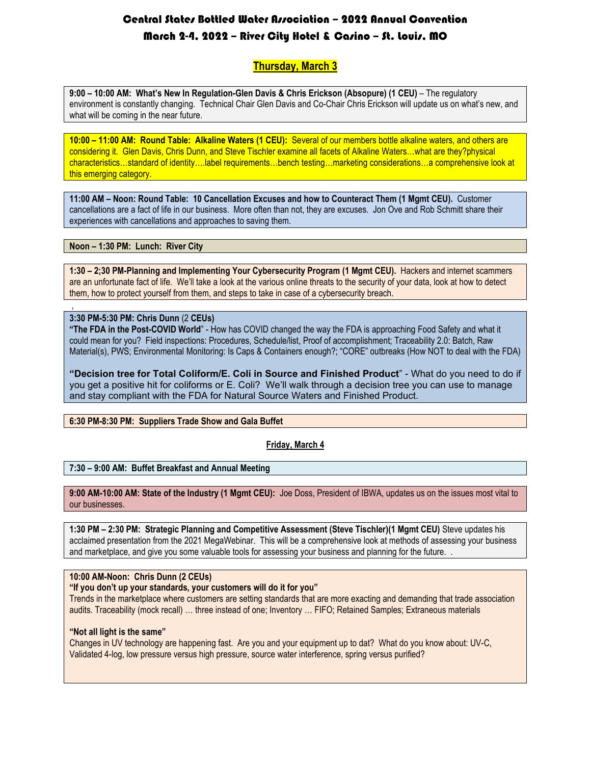# Central States Bottled Water Association – 2022 Annual Convention

# March 2-4, 2022 – River City Hotel & Casino – St. Louis, MO

## Thursday, March 3

**9:00 – 10:00 AM: What's New In Regulation-Glen Davis & Chris Erickson (Absopure) (1 CEU)** – The regulatory environment is constantly changing. Technical Chair Glen Davis and Co-Chair Chris Erickson will update us on what's new, and what will be coming in the near future.

**10:00 – 11:00 AM: Round Table: Alkaline Waters (1 CEU):** Several of our members bottle alkaline waters, and others are considering it. Glen Davis, Chris Dunn, and Steve Tischler examine all facets of Alkaline Waters…what are they?physical characteristics…standard of identity….label requirements…bench testing…marketing considerations…a comprehensive look at this emerging category.

**11:00 AM – Noon: Round Table: 10 Cancellation Excuses and how to Counteract Them (1 Mgmt CEU).** Customer cancellations are a fact of life in our business. More often than not, they are excuses. Jon Ove and Rob Schmitt share their experiences with cancellations and approaches to saving them.

**Noon – 1:30 PM: Lunch: River City**

**1:30 – 2;30 PM-Planning and Implementing Your Cybersecurity Program (1 Mgmt CEU).** Hackers and internet scammers are an unfortunate fact of life. We'll take a look at the various online threats to the security of your data, look at how to detect them, how to protect yourself from them, and steps to take in case of a cybersecurity breach.

,

**3:30 PM-5:30 PM: Chris Dunn** (2 **CEUs)**

**"The FDA in the Post-COVID World**" - How has COVID changed the way the FDA is approaching Food Safety and what it could mean for you? Field inspections: Procedures, Schedule/list, Proof of accomplishment; Traceability 2.0: Batch, Raw Material(s), PWS; Environmental Monitoring: Is Caps & Containers enough?; "CORE" outbreaks (How NOT to deal with the FDA)

**"Decision tree for Total Coliform/E. Coli in Source and Finished Product**" - What do you need to do if you get a positive hit for coliforms or E. Coli? We'll walk through a decision tree you can use to manage and stay compliant with the FDA for Natural Source Waters and Finished Product.

**6:30 PM-8:30 PM: Suppliers Trade Show and Gala Buffet**

## Friday, March 4

**7:30 – 9:00 AM: Buffet Breakfast and Annual Meeting**

**9:00 AM-10:00 AM: State of the Industry (1 Mgmt CEU):** Joe Doss, President of IBWA, updates us on the issues most vital to our businesses.

**1:30 PM – 2:30 PM: Strategic Planning and Competitive Assessment (Steve Tischler)(1 Mgmt CEU)** Steve updates his acclaimed presentation from the 2021 MegaWebinar. This will be a comprehensive look at methods of assessing your business and marketplace, and give you some valuable tools for assessing your business and planning for the future. .

**10:00 AM-Noon: Chris Dunn (2 CEUs)**

**"If you don't up your standards, your customers will do it for you"**

Trends in the marketplace where customers are setting standards that are more exacting and demanding that trade association audits. Traceability (mock recall) … three instead of one; Inventory … FIFO; Retained Samples; Extraneous materials

**"Not all light is the same"**

Changes in UV technology are happening fast. Are you and your equipment up to dat? What do you know about: UV-C, Validated 4-log, low pressure versus high pressure, source water interference, spring versus purified?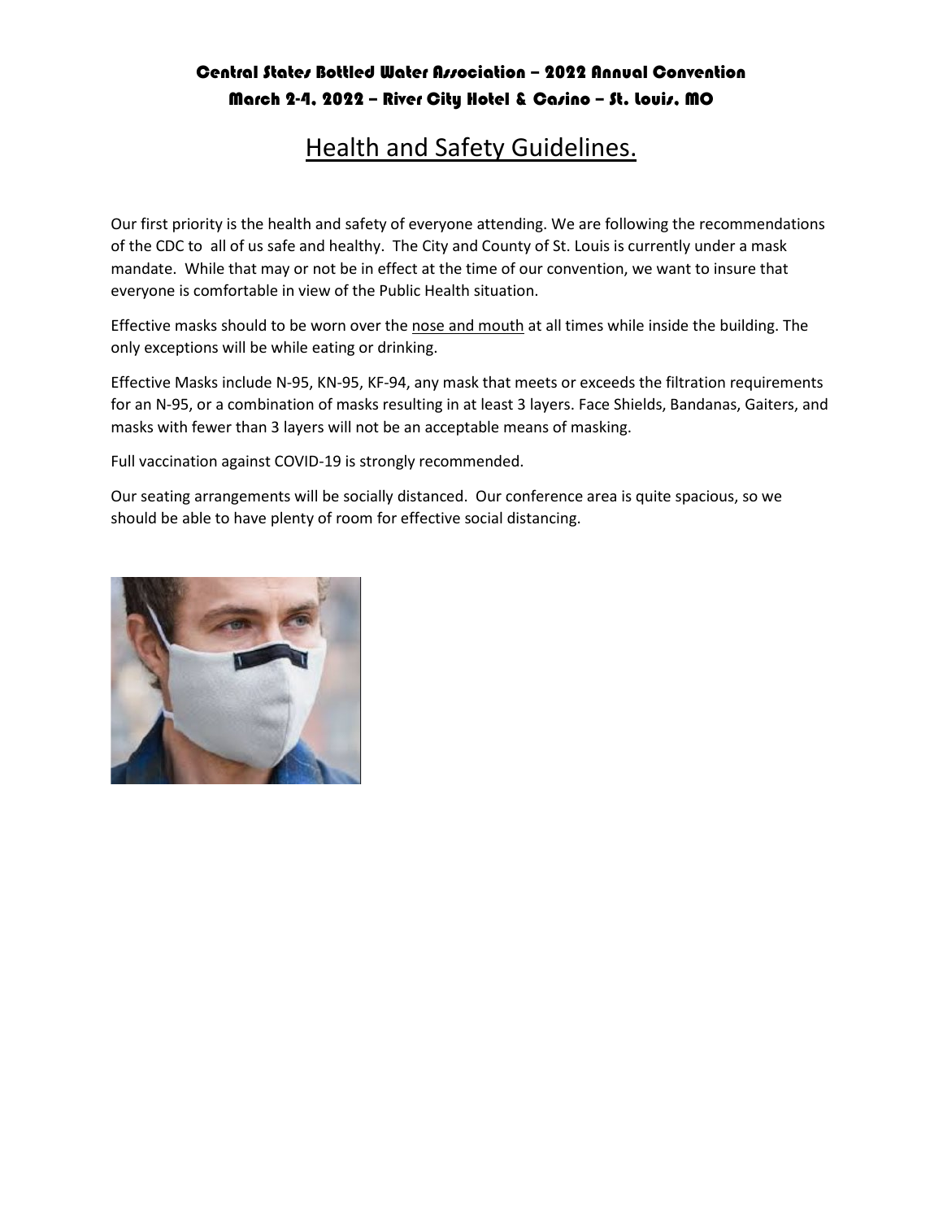**Central States Bottled Water Association – 2022 Annual Convention**
**March 2-4, 2022 – River City Hotel & Casino – St. Louis, MO**

# Health and Safety Guidelines.

Our first priority is the health and safety of everyone attending. We are following the recommendations of the CDC to all of us safe and healthy. The City and County of St. Louis is currently under a mask mandate. While that may or not be in effect at the time of our convention, we want to insure that everyone is comfortable in view of the Public Health situation.

Effective masks should to be worn over the nose and mouth at all times while inside the building. The only exceptions will be while eating or drinking.

Effective Masks include N-95, KN-95, KF-94, any mask that meets or exceeds the filtration requirements for an N-95, or a combination of masks resulting in at least 3 layers. Face Shields, Bandanas, Gaiters, and masks with fewer than 3 layers will not be an acceptable means of masking.

Full vaccination against COVID-19 is strongly recommended.

Our seating arrangements will be socially distanced. Our conference area is quite spacious, so we should be able to have plenty of room for effective social distancing.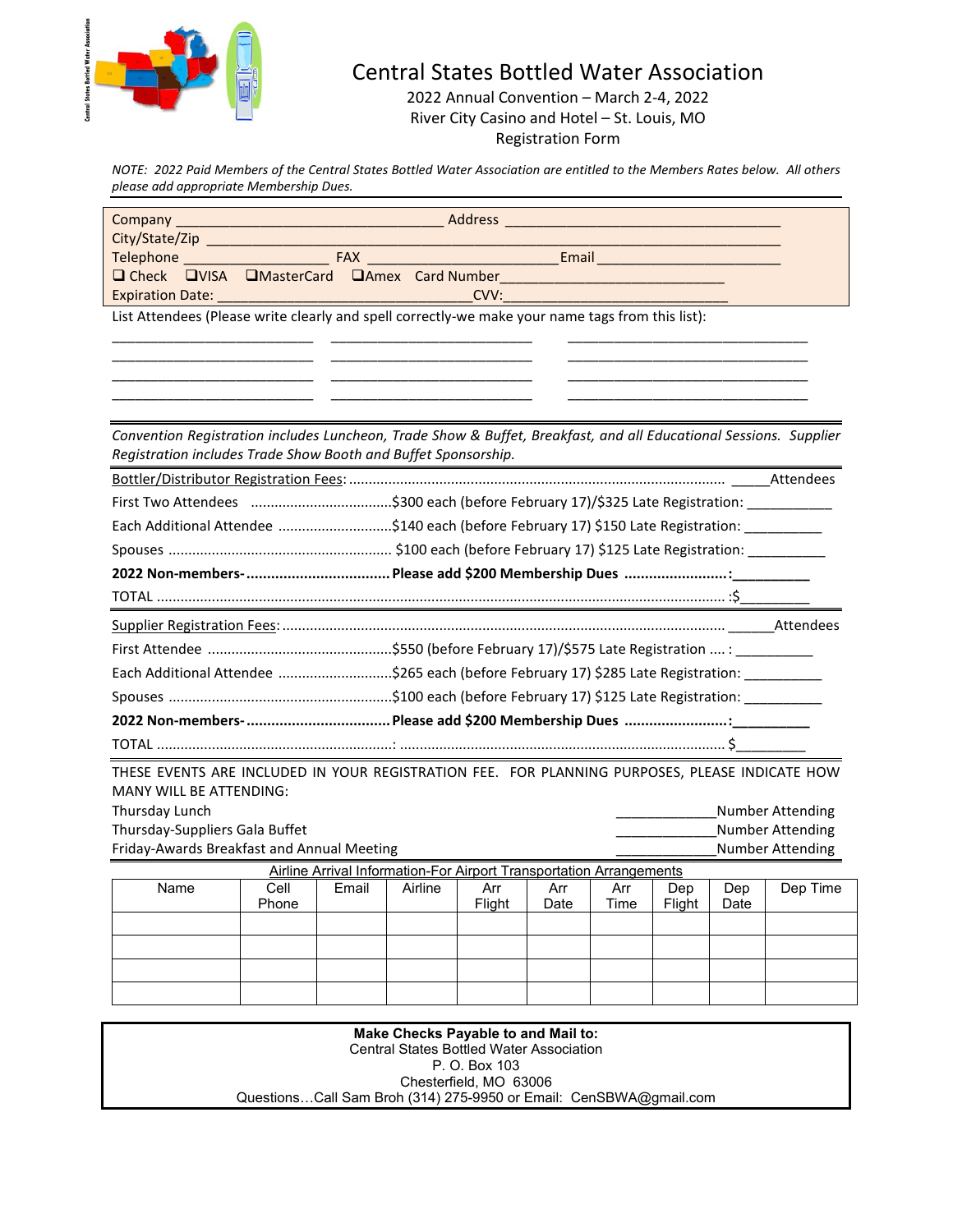# Central States Bottled Water Association

2022 Annual Convention – March 2-4, 2022
River City Casino and Hotel – St. Louis, MO
Registration Form

*NOTE: 2022 Paid Members of the Central States Bottled Water Association are entitled to the Members Rates below. All others please add appropriate Membership Dues.*

Company ________________________________ Address __________________________________
City/State/Zip ______________________________________________________________________
Telephone ___________________ FAX _______________________ Email ______________________
❑ Check ❑VISA ❑MasterCard ❑Amex Card Number____________________________
Expiration Date: ______________________________CVV:___________________________

List Attendees (Please write clearly and spell correctly-we make your name tags from this list):

________________________ ________________________ ____________________________
________________________ ________________________ ____________________________
________________________ ________________________ ____________________________
________________________ ________________________ ____________________________

*Convention Registration includes Luncheon, Trade Show & Buffet, Breakfast, and all Educational Sessions. Supplier Registration includes Trade Show Booth and Buffet Sponsorship.*

Bottler/Distributor Registration Fees: ........................................................ _____Attendees
First Two Attendees ................................$300 each (before February 17)/$325 Late Registration: __________
Each Additional Attendee ..........................$140 each (before February 17) $150 Late Registration: __________
Spouses .................................................. $100 each (before February 17) $125 Late Registration: __________
**2022 Non-members-............................. Please add $200 Membership Dues .........................:__________**
TOTAL ........................................................................................................ :$_________

Supplier Registration Fees: ........................................................ ______Attendees
First Attendee ...........................................$550 (before February 17)/$575 Late Registration .... : __________
Each Additional Attendee ..........................$265 each (before February 17) $285 Late Registration: __________
Spouses ..................................................$100 each (before February 17) $125 Late Registration: __________
**2022 Non-members-............................. Please add $200 Membership Dues .........................:__________**
TOTAL ...................................................: ............................................................ $_________

THESE EVENTS ARE INCLUDED IN YOUR REGISTRATION FEE. FOR PLANNING PURPOSES, PLEASE INDICATE HOW MANY WILL BE ATTENDING:

Thursday Lunch ____________Number Attending
Thursday-Suppliers Gala Buffet ____________Number Attending
Friday-Awards Breakfast and Annual Meeting ____________Number Attending

Airline Arrival Information-For Airport Transportation Arrangements

| Name | Cell Phone | Email | Airline | Arr Flight | Arr Date | Arr Time | Dep Flight | Dep Date | Dep Time |
|---|---|---|---|---|---|---|---|---|---|
| | | | | | | | | | |
| | | | | | | | | | |
| | | | | | | | | | |
| | | | | | | | | | |

**Make Checks Payable to and Mail to:**
Central States Bottled Water Association
P. O. Box 103
Chesterfield, MO 63006
Questions…Call Sam Broh (314) 275-9950 or Email: CenSBWA@gmail.com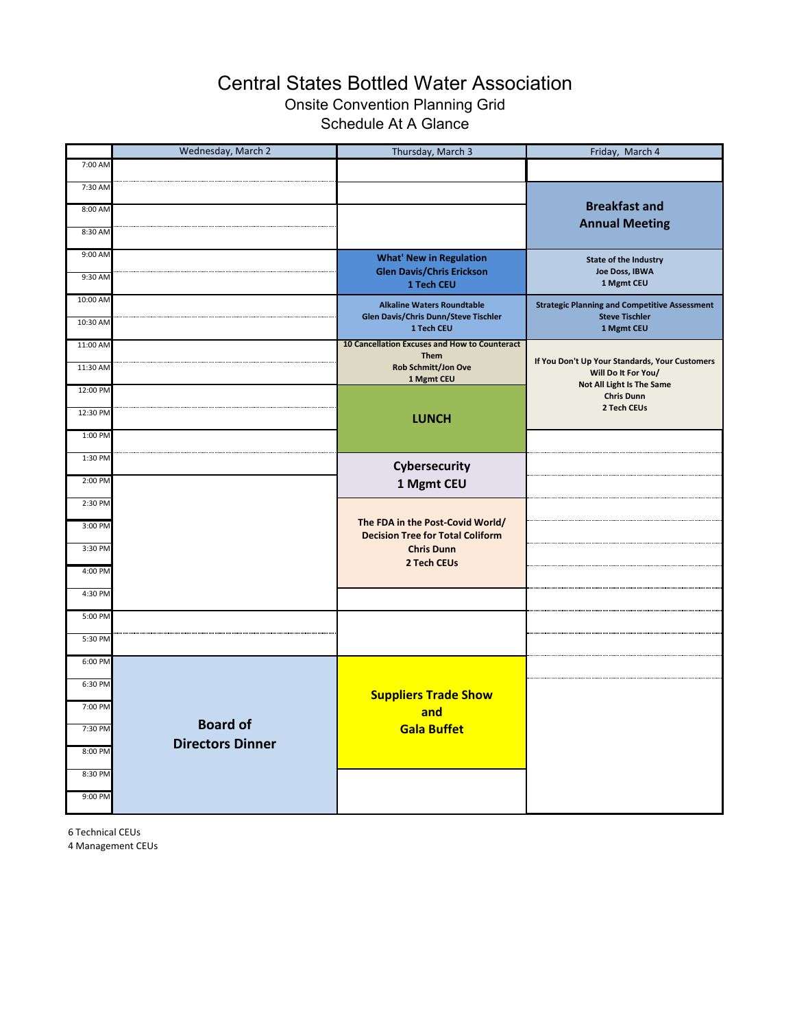# Central States Bottled Water Association

## Onsite Convention Planning Grid

## Schedule At A Glance

| | Wednesday, March 2 | Thursday, March 3 | Friday, March 4 |
|---|---|---|---|
| 7:00 AM | | | |
| 7:30 AM | | | **Breakfast and Annual Meeting** |
| 8:00 AM | | | |
| 8:30 AM | | | |
| 9:00 AM | | **What' New in Regulation**<br>**Glen Davis/Chris Erickson**<br>**1 Tech CEU** | **State of the Industry**<br>**Joe Doss, IBWA**<br>**1 Mgmt CEU** |
| 9:30 AM | | | |
| 10:00 AM | | **Alkaline Waters Roundtable**<br>**Glen Davis/Chris Dunn/Steve Tischler**<br>**1 Tech CEU** | **Strategic Planning and Competitive Assessment**<br>**Steve Tischler**<br>**1 Mgmt CEU** |
| 10:30 AM | | | |
| 11:00 AM | | **10 Cancellation Excuses and How to Counteract Them**<br>**Rob Schmitt/Jon Ove**<br>**1 Mgmt CEU** | **If You Don't Up Your Standards, Your Customers Will Do It For You/**<br>**Not All Light Is The Same**<br>**Chris Dunn**<br>**2 Tech CEUs** |
| 11:30 AM | | | |
| 12:00 PM | | **LUNCH** | |
| 12:30 PM | | | |
| 1:00 PM | | | |
| 1:30 PM | | **Cybersecurity**<br>**1 Mgmt CEU** | |
| 2:00 PM | | | |
| 2:30 PM | | **The FDA in the Post-Covid World/**<br>**Decision Tree for Total Coliform**<br>**Chris Dunn**<br>**2 Tech CEUs** | |
| 3:00 PM | | | |
| 3:30 PM | | | |
| 4:00 PM | | | |
| 4:30 PM | | | |
| 5:00 PM | | | |
| 5:30 PM | | | |
| 6:00 PM | **Board of Directors Dinner** | **Suppliers Trade Show and Gala Buffet** | |
| 6:30 PM | | | |
| 7:00 PM | | | |
| 7:30 PM | | | |
| 8:00 PM | | | |
| 8:30 PM | | | |
| 9:00 PM | | | |

6 Technical CEUs
4 Management CEUs